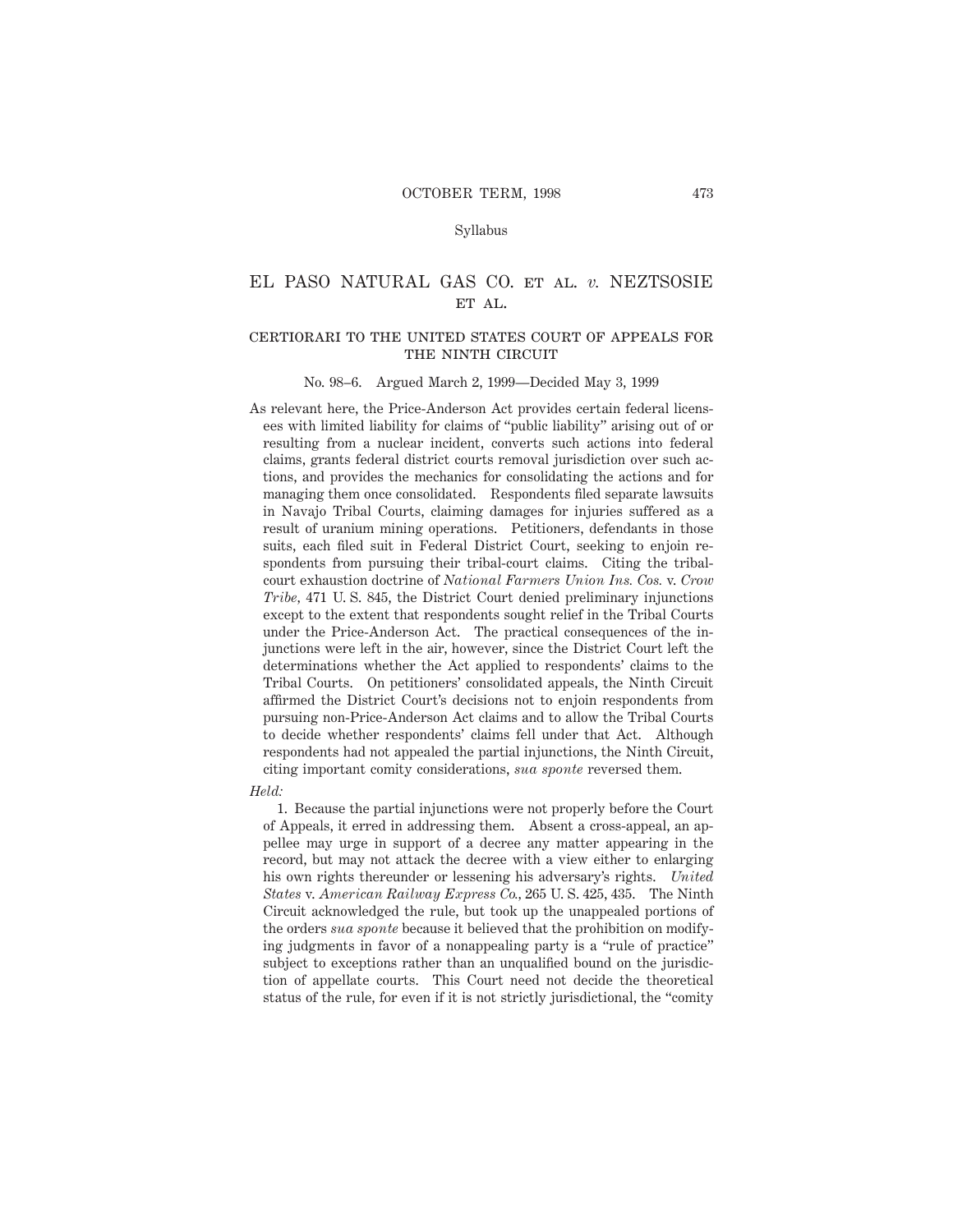Syllabus

# EL PASO NATURAL GAS CO. ET AL. *v.* NEZTSOSIE ET AL.

## CERTIORARI TO THE UNITED STATES COURT OF APPEALS FOR THE NINTH CIRCUIT

No. 98–6. Argued March 2, 1999—Decided May 3, 1999

As relevant here, the Price-Anderson Act provides certain federal licensees with limited liability for claims of "public liability" arising out of or resulting from a nuclear incident, converts such actions into federal claims, grants federal district courts removal jurisdiction over such actions, and provides the mechanics for consolidating the actions and for managing them once consolidated. Respondents filed separate lawsuits in Navajo Tribal Courts, claiming damages for injuries suffered as a result of uranium mining operations. Petitioners, defendants in those suits, each filed suit in Federal District Court, seeking to enjoin respondents from pursuing their tribal-court claims. Citing the tribal-court exhaustion doctrine of *National Farmers Union Ins. Cos.* v. *Crow Tribe,* 471 U. S. 845, the District Court denied preliminary injunctions except to the extent that respondents sought relief in the Tribal Courts under the Price-Anderson Act. The practical consequences of the injunctions were left in the air, however, since the District Court left the determinations whether the Act applied to respondents' claims to the Tribal Courts. On petitioners' consolidated appeals, the Ninth Circuit affirmed the District Court's decisions not to enjoin respondents from pursuing non-Price-Anderson Act claims and to allow the Tribal Courts to decide whether respondents' claims fell under that Act. Although respondents had not appealed the partial injunctions, the Ninth Circuit, citing important comity considerations, *sua sponte* reversed them.

*Held:*

1. Because the partial injunctions were not properly before the Court of Appeals, it erred in addressing them. Absent a cross-appeal, an appellee may urge in support of a decree any matter appearing in the record, but may not attack the decree with a view either to enlarging his own rights thereunder or lessening his adversary's rights. *United States* v. *American Railway Express Co.,* 265 U. S. 425, 435. The Ninth Circuit acknowledged the rule, but took up the unappealed portions of the orders *sua sponte* because it believed that the prohibition on modifying judgments in favor of a nonappealing party is a "rule of practice" subject to exceptions rather than an unqualified bound on the jurisdiction of appellate courts. This Court need not decide the theoretical status of the rule, for even if it is not strictly jurisdictional, the "comity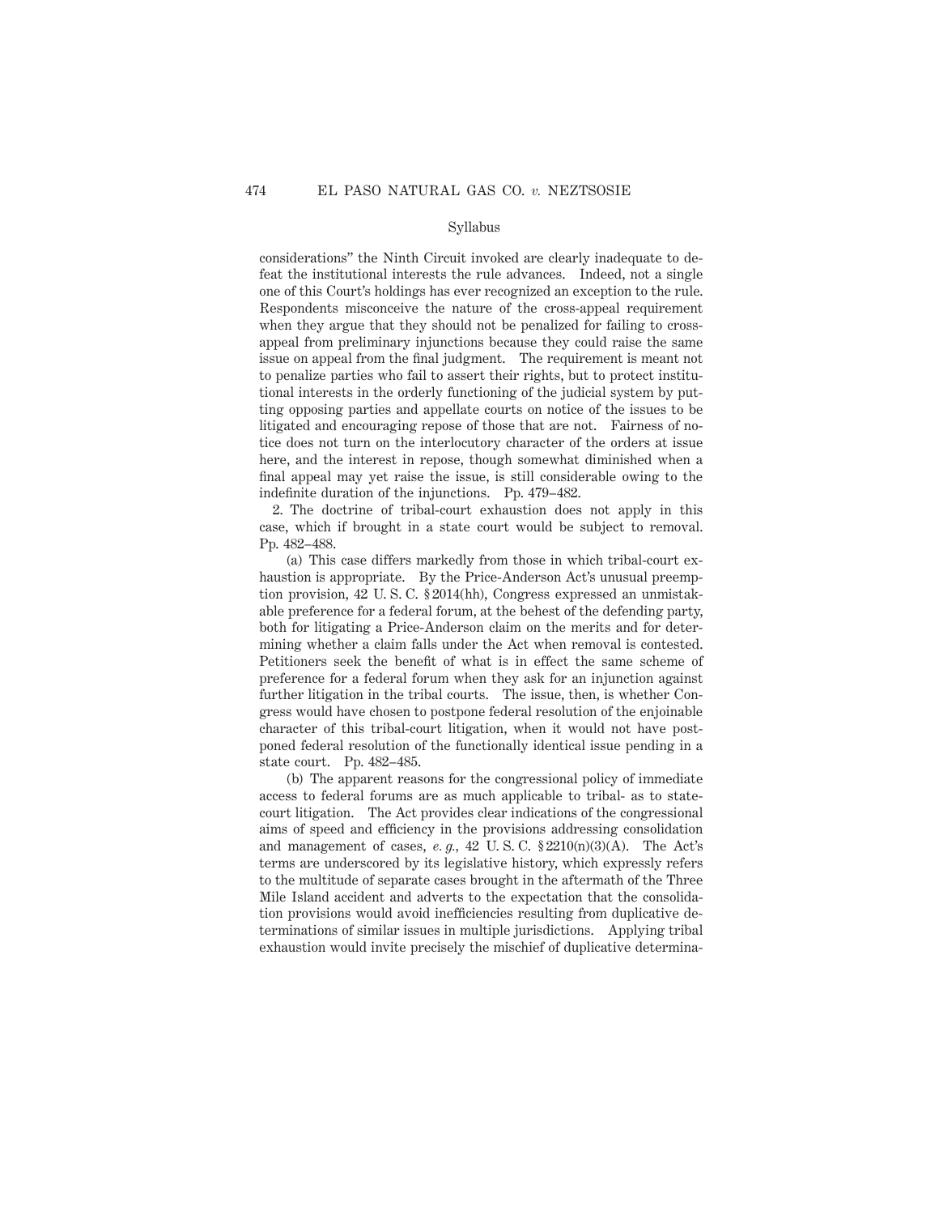considerations" the Ninth Circuit invoked are clearly inadequate to defeat the institutional interests the rule advances. Indeed, not a single one of this Court's holdings has ever recognized an exception to the rule. Respondents misconceive the nature of the cross-appeal requirement when they argue that they should not be penalized for failing to cross-appeal from preliminary injunctions because they could raise the same issue on appeal from the final judgment. The requirement is meant not to penalize parties who fail to assert their rights, but to protect institutional interests in the orderly functioning of the judicial system by putting opposing parties and appellate courts on notice of the issues to be litigated and encouraging repose of those that are not. Fairness of notice does not turn on the interlocutory character of the orders at issue here, and the interest in repose, though somewhat diminished when a final appeal may yet raise the issue, is still considerable owing to the indefinite duration of the injunctions. Pp. 479–482.

2. The doctrine of tribal-court exhaustion does not apply in this case, which if brought in a state court would be subject to removal. Pp. 482–488.

(a) This case differs markedly from those in which tribal-court exhaustion is appropriate. By the Price-Anderson Act's unusual preemption provision, 42 U. S. C. § 2014(hh), Congress expressed an unmistakable preference for a federal forum, at the behest of the defending party, both for litigating a Price-Anderson claim on the merits and for determining whether a claim falls under the Act when removal is contested. Petitioners seek the benefit of what is in effect the same scheme of preference for a federal forum when they ask for an injunction against further litigation in the tribal courts. The issue, then, is whether Congress would have chosen to postpone federal resolution of the enjoinable character of this tribal-court litigation, when it would not have postponed federal resolution of the functionally identical issue pending in a state court. Pp. 482–485.

(b) The apparent reasons for the congressional policy of immediate access to federal forums are as much applicable to tribal- as to state-court litigation. The Act provides clear indications of the congressional aims of speed and efficiency in the provisions addressing consolidation and management of cases, *e. g.*, 42 U. S. C. § 2210(n)(3)(A). The Act's terms are underscored by its legislative history, which expressly refers to the multitude of separate cases brought in the aftermath of the Three Mile Island accident and adverts to the expectation that the consolidation provisions would avoid inefficiencies resulting from duplicative determinations of similar issues in multiple jurisdictions. Applying tribal exhaustion would invite precisely the mischief of duplicative determina-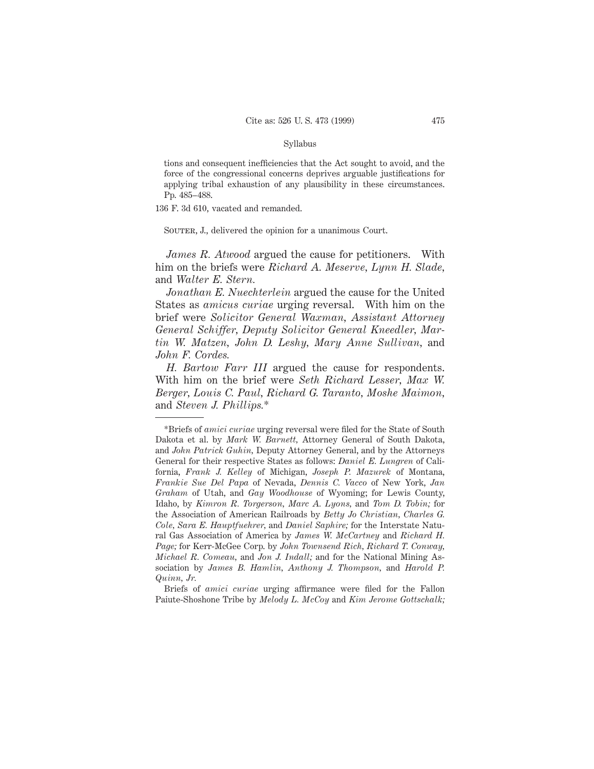tions and consequent inefficiencies that the Act sought to avoid, and the force of the congressional concerns deprives arguable justifications for applying tribal exhaustion of any plausibility in these circumstances. Pp. 485–488.

136 F. 3d 610, vacated and remanded.

Souter, J., delivered the opinion for a unanimous Court.

*James R. Atwood* argued the cause for petitioners. With him on the briefs were *Richard A. Meserve*, *Lynn H. Slade*, and *Walter E. Stern*.

*Jonathan E. Nuechterlein* argued the cause for the United States as *amicus curiae* urging reversal. With him on the brief were *Solicitor General Waxman*, *Assistant Attorney General Schiffer*, *Deputy Solicitor General Kneedler*, *Martin W. Matzen*, *John D. Leshy*, *Mary Anne Sullivan*, and *John F. Cordes*.

*H. Bartow Farr III* argued the cause for respondents. With him on the brief were *Seth Richard Lesser*, *Max W. Berger*, *Louis C. Paul*, *Richard G. Taranto*, *Moshe Maimon*, and *Steven J. Phillips*.*

---

*Briefs of *amici curiae* urging reversal were filed for the State of South Dakota et al. by *Mark W. Barnett*, Attorney General of South Dakota, and *John Patrick Guhin*, Deputy Attorney General, and by the Attorneys General for their respective States as follows: *Daniel E. Lungren* of California, *Frank J. Kelley* of Michigan, *Joseph P. Mazurek* of Montana, *Frankie Sue Del Papa* of Nevada, *Dennis C. Vacco* of New York, *Jan Graham* of Utah, and *Gay Woodhouse* of Wyoming; for Lewis County, Idaho, by *Kimron R. Torgerson*, *Marc A. Lyons*, and *Tom D. Tobin;* for the Association of American Railroads by *Betty Jo Christian*, *Charles G. Cole*, *Sara E. Hauptfuehrer*, and *Daniel Saphire;* for the Interstate Natural Gas Association of America by *James W. McCartney* and *Richard H. Page;* for Kerr-McGee Corp. by *John Townsend Rich*, *Richard T. Conway*, *Michael R. Comeau*, and *Jon J. Indall;* and for the National Mining Association by *James B. Hamlin*, *Anthony J. Thompson*, and *Harold P. Quinn, Jr.*

Briefs of *amici curiae* urging affirmance were filed for the Fallon Paiute-Shoshone Tribe by *Melody L. McCoy* and *Kim Jerome Gottschalk;*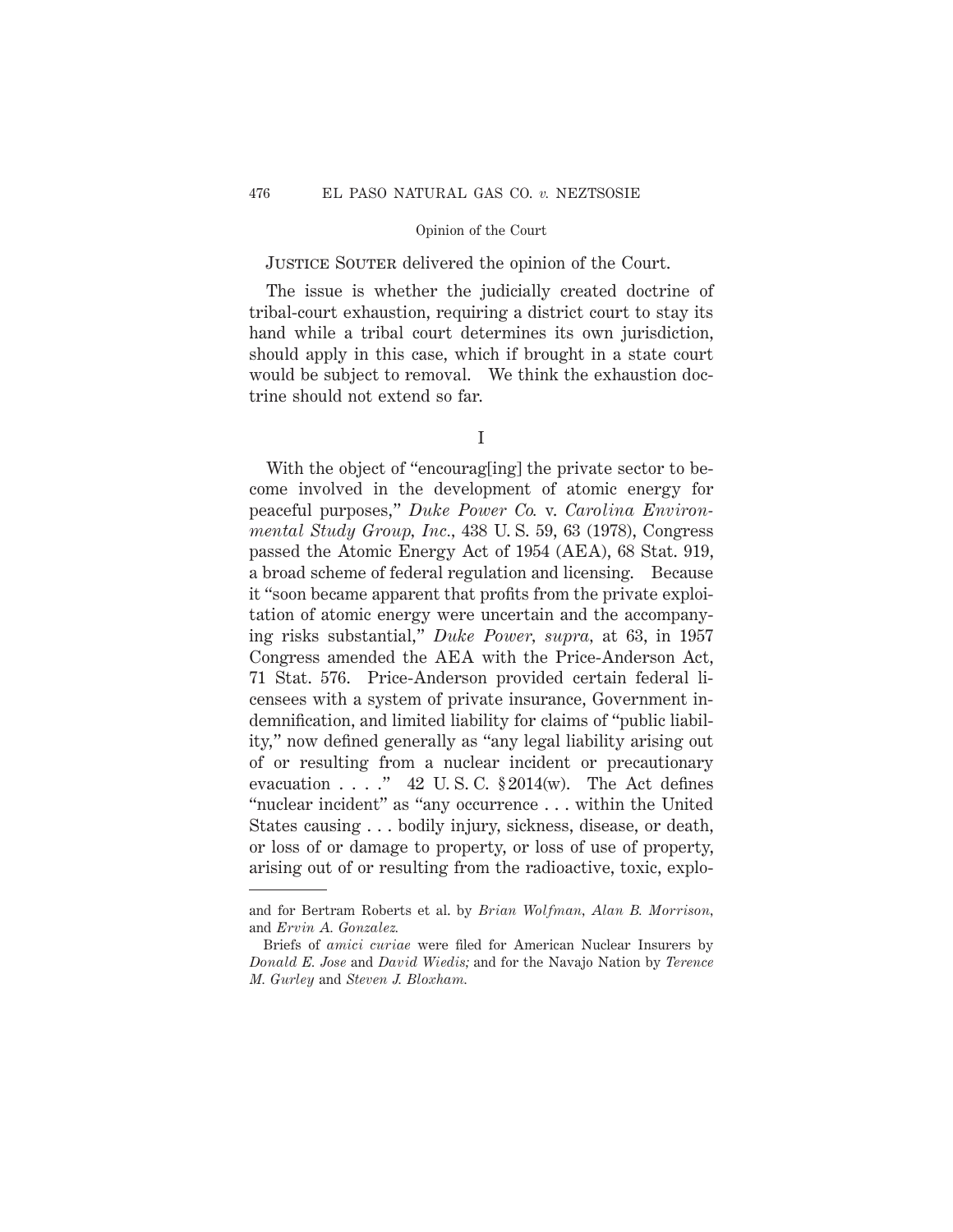JUSTICE SOUTER delivered the opinion of the Court.

The issue is whether the judicially created doctrine of tribal-court exhaustion, requiring a district court to stay its hand while a tribal court determines its own jurisdiction, should apply in this case, which if brought in a state court would be subject to removal. We think the exhaustion doctrine should not extend so far.

## I

With the object of "encourag[ing] the private sector to become involved in the development of atomic energy for peaceful purposes," *Duke Power Co.* v. *Carolina Environmental Study Group, Inc.*, 438 U. S. 59, 63 (1978), Congress passed the Atomic Energy Act of 1954 (AEA), 68 Stat. 919, a broad scheme of federal regulation and licensing. Because it "soon became apparent that profits from the private exploitation of atomic energy were uncertain and the accompanying risks substantial," *Duke Power*, *supra*, at 63, in 1957 Congress amended the AEA with the Price-Anderson Act, 71 Stat. 576. Price-Anderson provided certain federal licensees with a system of private insurance, Government indemnification, and limited liability for claims of "public liability," now defined generally as "any legal liability arising out of or resulting from a nuclear incident or precautionary evacuation . . . ." 42 U. S. C. § 2014(w). The Act defines "nuclear incident" as "any occurrence . . . within the United States causing . . . bodily injury, sickness, disease, or death, or loss of or damage to property, or loss of use of property, arising out of or resulting from the radioactive, toxic, explo-

---

and for Bertram Roberts et al. by *Brian Wolfman*, *Alan B. Morrison*, and *Ervin A. Gonzalez*.

Briefs of *amici curiae* were filed for American Nuclear Insurers by *Donald E. Jose* and *David Wiedis;* and for the Navajo Nation by *Terence M. Gurley* and *Steven J. Bloxham*.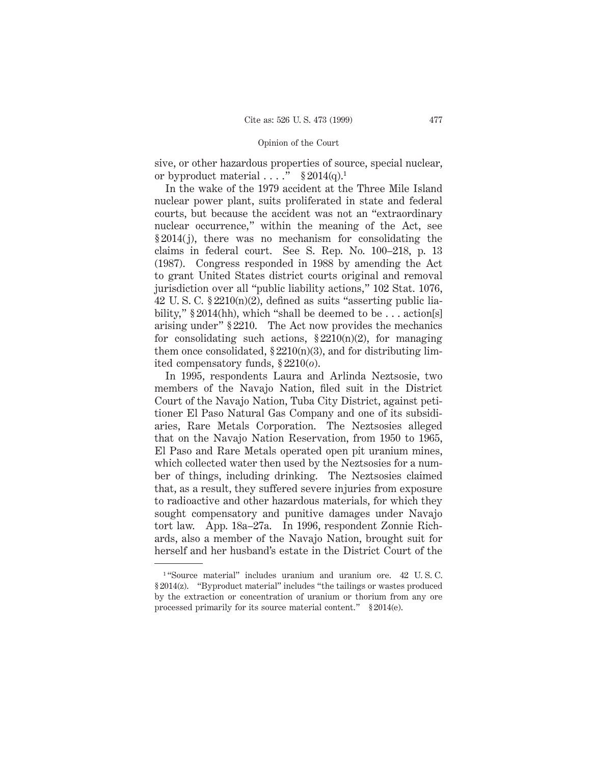sive, or other hazardous properties of source, special nuclear, or byproduct material . . . ." § 2014(q).[1]

In the wake of the 1979 accident at the Three Mile Island nuclear power plant, suits proliferated in state and federal courts, but because the accident was not an "extraordinary nuclear occurrence," within the meaning of the Act, see § 2014(j), there was no mechanism for consolidating the claims in federal court. See S. Rep. No. 100–218, p. 13 (1987). Congress responded in 1988 by amending the Act to grant United States district courts original and removal jurisdiction over all "public liability actions," 102 Stat. 1076, 42 U. S. C. § 2210(n)(2), defined as suits "asserting public liability," § 2014(hh), which "shall be deemed to be . . . action[s] arising under" § 2210. The Act now provides the mechanics for consolidating such actions, § 2210(n)(2), for managing them once consolidated, § 2210(n)(3), and for distributing limited compensatory funds, § 2210(*o*).

In 1995, respondents Laura and Arlinda Neztsosie, two members of the Navajo Nation, filed suit in the District Court of the Navajo Nation, Tuba City District, against petitioner El Paso Natural Gas Company and one of its subsidiaries, Rare Metals Corporation. The Neztsosies alleged that on the Navajo Nation Reservation, from 1950 to 1965, El Paso and Rare Metals operated open pit uranium mines, which collected water then used by the Neztsosies for a number of things, including drinking. The Neztsosies claimed that, as a result, they suffered severe injuries from exposure to radioactive and other hazardous materials, for which they sought compensatory and punitive damages under Navajo tort law. App. 18a–27a. In 1996, respondent Zonnie Richards, also a member of the Navajo Nation, brought suit for herself and her husband's estate in the District Court of the

---

[1] "Source material" includes uranium and uranium ore. 42 U. S. C. § 2014(z). "Byproduct material" includes "the tailings or wastes produced by the extraction or concentration of uranium or thorium from any ore processed primarily for its source material content." § 2014(e).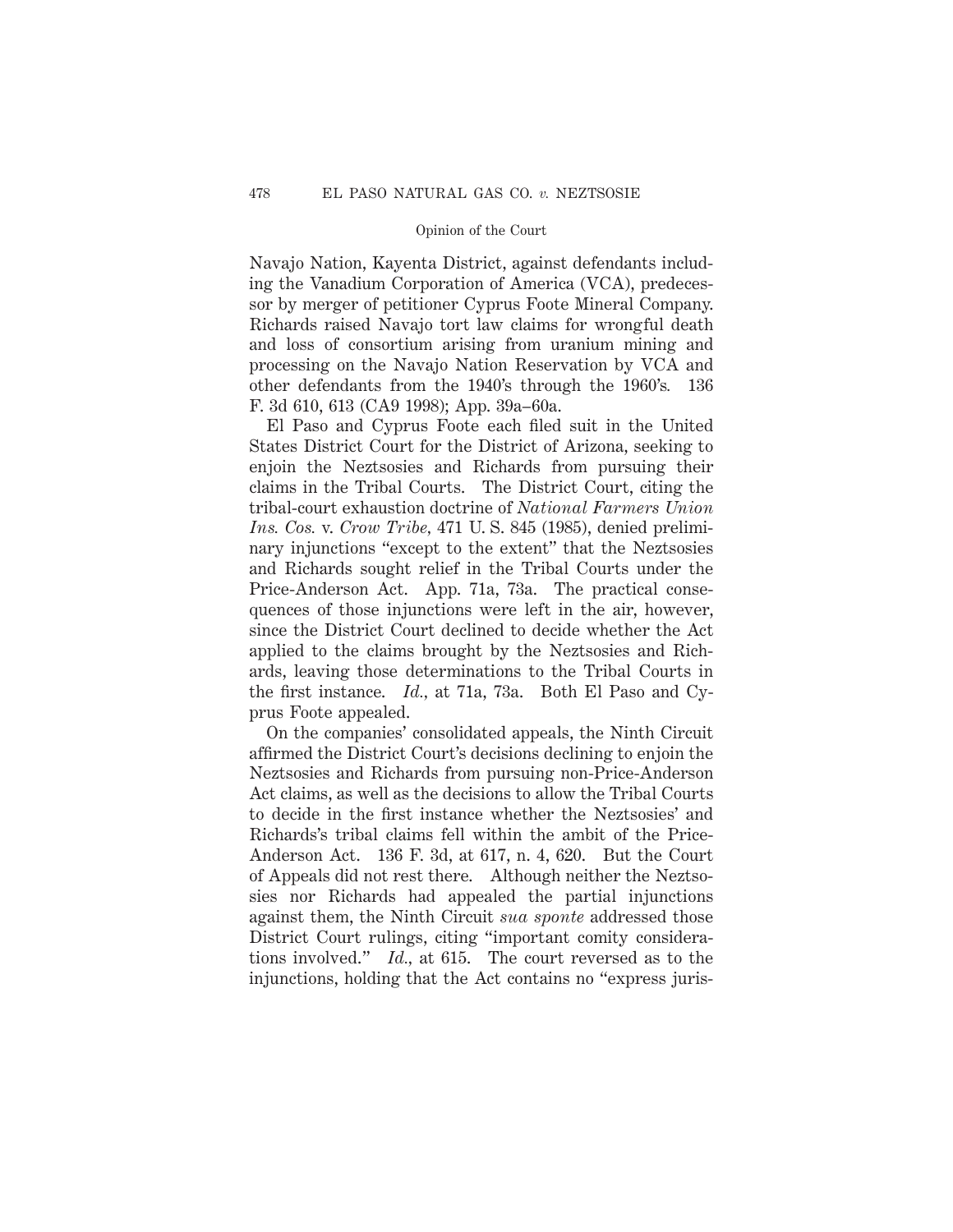Navajo Nation, Kayenta District, against defendants including the Vanadium Corporation of America (VCA), predecessor by merger of petitioner Cyprus Foote Mineral Company. Richards raised Navajo tort law claims for wrongful death and loss of consortium arising from uranium mining and processing on the Navajo Nation Reservation by VCA and other defendants from the 1940's through the 1960's. 136 F. 3d 610, 613 (CA9 1998); App. 39a–60a.

El Paso and Cyprus Foote each filed suit in the United States District Court for the District of Arizona, seeking to enjoin the Neztsosies and Richards from pursuing their claims in the Tribal Courts. The District Court, citing the tribal-court exhaustion doctrine of *National Farmers Union Ins. Cos.* v. *Crow Tribe*, 471 U. S. 845 (1985), denied preliminary injunctions "except to the extent" that the Neztsosies and Richards sought relief in the Tribal Courts under the Price-Anderson Act. App. 71a, 73a. The practical consequences of those injunctions were left in the air, however, since the District Court declined to decide whether the Act applied to the claims brought by the Neztsosies and Richards, leaving those determinations to the Tribal Courts in the first instance. *Id.*, at 71a, 73a. Both El Paso and Cyprus Foote appealed.

On the companies' consolidated appeals, the Ninth Circuit affirmed the District Court's decisions declining to enjoin the Neztsosies and Richards from pursuing non-Price-Anderson Act claims, as well as the decisions to allow the Tribal Courts to decide in the first instance whether the Neztsosies' and Richards's tribal claims fell within the ambit of the Price-Anderson Act. 136 F. 3d, at 617, n. 4, 620. But the Court of Appeals did not rest there. Although neither the Neztsosies nor Richards had appealed the partial injunctions against them, the Ninth Circuit *sua sponte* addressed those District Court rulings, citing "important comity considerations involved." *Id.*, at 615. The court reversed as to the injunctions, holding that the Act contains no "express juris-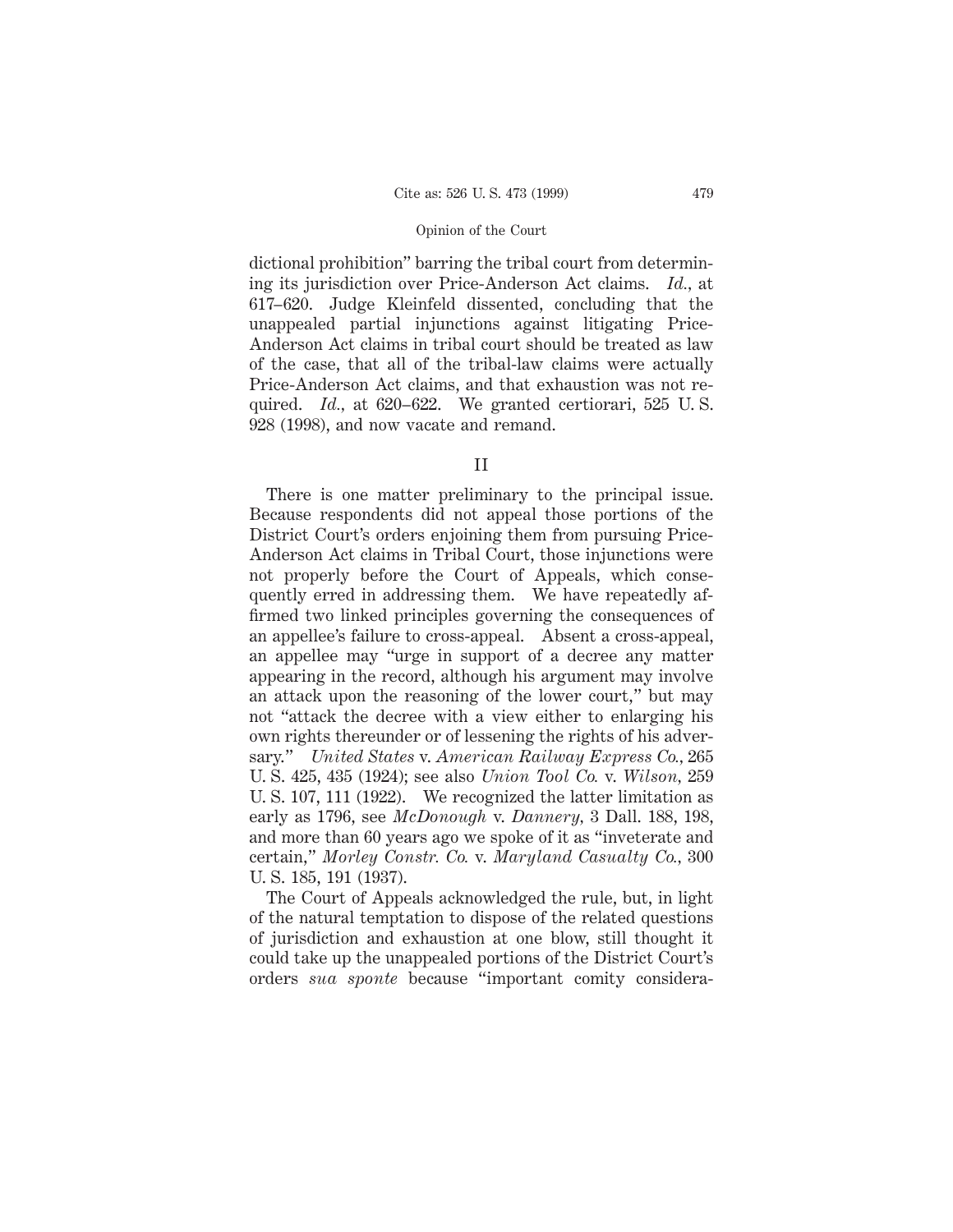dictional prohibition" barring the tribal court from determining its jurisdiction over Price-Anderson Act claims. *Id.*, at 617–620. Judge Kleinfeld dissented, concluding that the unappealed partial injunctions against litigating Price-Anderson Act claims in tribal court should be treated as law of the case, that all of the tribal-law claims were actually Price-Anderson Act claims, and that exhaustion was not required. *Id.*, at 620–622. We granted certiorari, 525 U. S. 928 (1998), and now vacate and remand.

## II

There is one matter preliminary to the principal issue. Because respondents did not appeal those portions of the District Court's orders enjoining them from pursuing Price-Anderson Act claims in Tribal Court, those injunctions were not properly before the Court of Appeals, which consequently erred in addressing them. We have repeatedly affirmed two linked principles governing the consequences of an appellee's failure to cross-appeal. Absent a cross-appeal, an appellee may "urge in support of a decree any matter appearing in the record, although his argument may involve an attack upon the reasoning of the lower court," but may not "attack the decree with a view either to enlarging his own rights thereunder or of lessening the rights of his adversary." *United States* v. *American Railway Express Co.*, 265 U. S. 425, 435 (1924); see also *Union Tool Co.* v. *Wilson*, 259 U. S. 107, 111 (1922). We recognized the latter limitation as early as 1796, see *McDonough* v. *Dannery*, 3 Dall. 188, 198, and more than 60 years ago we spoke of it as "inveterate and certain," *Morley Constr. Co.* v. *Maryland Casualty Co.*, 300 U. S. 185, 191 (1937).

The Court of Appeals acknowledged the rule, but, in light of the natural temptation to dispose of the related questions of jurisdiction and exhaustion at one blow, still thought it could take up the unappealed portions of the District Court's orders *sua sponte* because "important comity considera-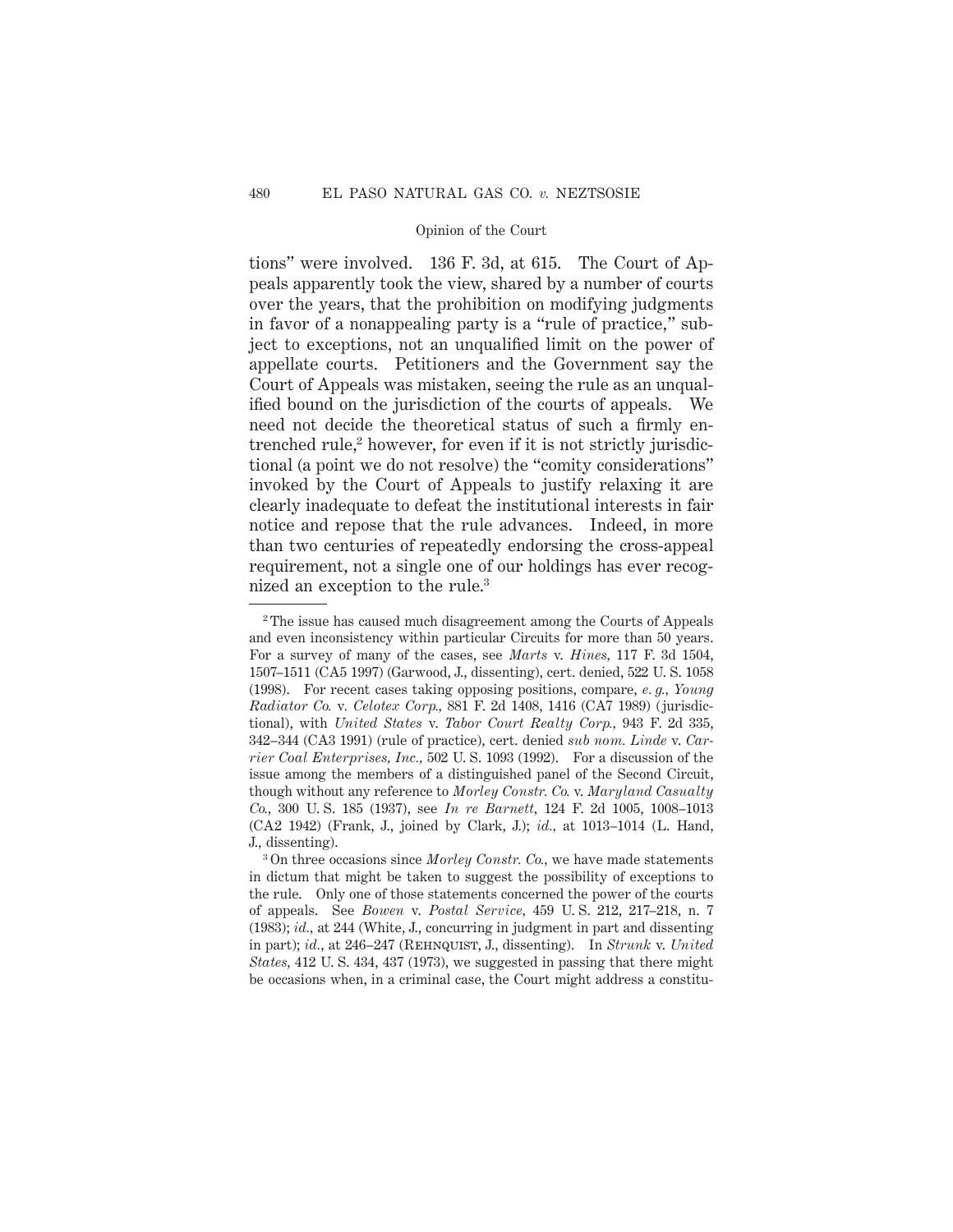tions" were involved. 136 F. 3d, at 615. The Court of Appeals apparently took the view, shared by a number of courts over the years, that the prohibition on modifying judgments in favor of a nonappealing party is a "rule of practice," subject to exceptions, not an unqualified limit on the power of appellate courts. Petitioners and the Government say the Court of Appeals was mistaken, seeing the rule as an unqualified bound on the jurisdiction of the courts of appeals. We need not decide the theoretical status of such a firmly entrenched rule,[2] however, for even if it is not strictly jurisdictional (a point we do not resolve) the "comity considerations" invoked by the Court of Appeals to justify relaxing it are clearly inadequate to defeat the institutional interests in fair notice and repose that the rule advances. Indeed, in more than two centuries of repeatedly endorsing the cross-appeal requirement, not a single one of our holdings has ever recognized an exception to the rule.[3]

---

[2] The issue has caused much disagreement among the Courts of Appeals and even inconsistency within particular Circuits for more than 50 years. For a survey of many of the cases, see *Marts* v. *Hines*, 117 F. 3d 1504, 1507–1511 (CA5 1997) (Garwood, J., dissenting), cert. denied, 522 U. S. 1058 (1998). For recent cases taking opposing positions, compare, *e. g., Young Radiator Co.* v. *Celotex Corp.*, 881 F. 2d 1408, 1416 (CA7 1989) (jurisdictional), with *United States* v. *Tabor Court Realty Corp.*, 943 F. 2d 335, 342–344 (CA3 1991) (rule of practice), cert. denied *sub nom. Linde* v. *Carrier Coal Enterprises, Inc.*, 502 U. S. 1093 (1992). For a discussion of the issue among the members of a distinguished panel of the Second Circuit, though without any reference to *Morley Constr. Co.* v. *Maryland Casualty Co.*, 300 U. S. 185 (1937), see *In re Barnett*, 124 F. 2d 1005, 1008–1013 (CA2 1942) (Frank, J., joined by Clark, J.); *id.*, at 1013–1014 (L. Hand, J., dissenting).

[3] On three occasions since *Morley Constr. Co.*, we have made statements in dictum that might be taken to suggest the possibility of exceptions to the rule. Only one of those statements concerned the power of the courts of appeals. See *Bowen* v. *Postal Service*, 459 U. S. 212, 217–218, n. 7 (1983); *id.*, at 244 (White, J., concurring in judgment in part and dissenting in part); *id.*, at 246–247 (Rehnquist, J., dissenting). In *Strunk* v. *United States*, 412 U. S. 434, 437 (1973), we suggested in passing that there might be occasions when, in a criminal case, the Court might address a constitu-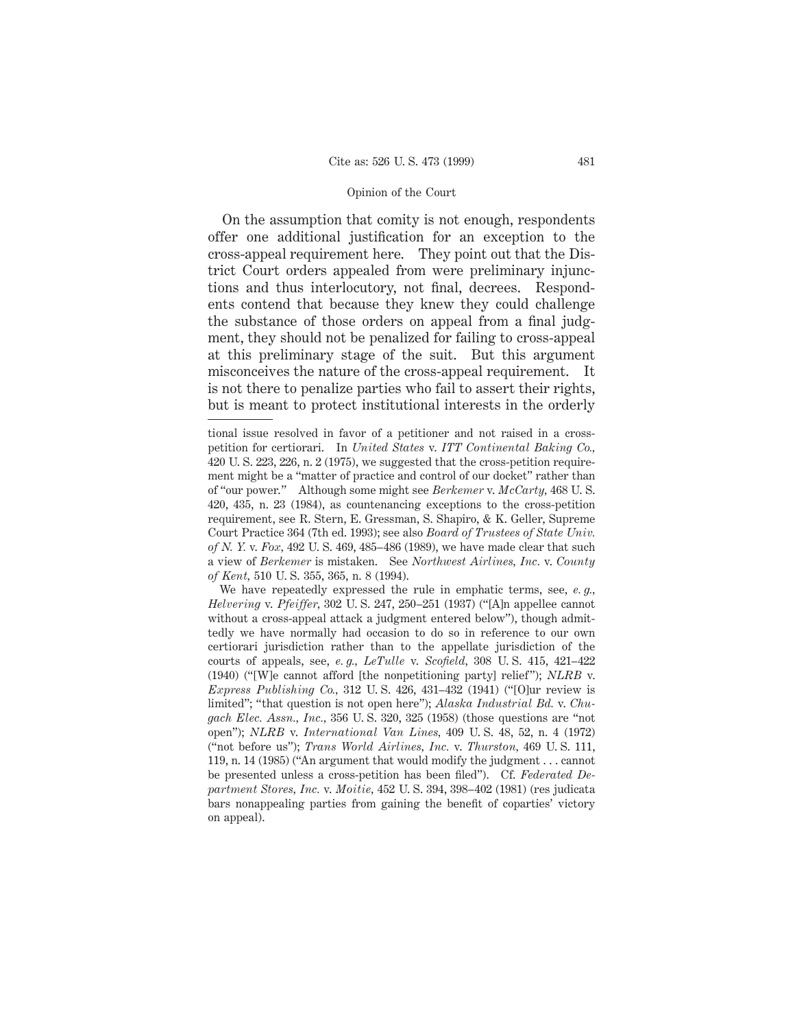On the assumption that comity is not enough, respondents offer one additional justification for an exception to the cross-appeal requirement here. They point out that the District Court orders appealed from were preliminary injunctions and thus interlocutory, not final, decrees. Respondents contend that because they knew they could challenge the substance of those orders on appeal from a final judgment, they should not be penalized for failing to cross-appeal at this preliminary stage of the suit. But this argument misconceives the nature of the cross-appeal requirement. It is not there to penalize parties who fail to assert their rights, but is meant to protect institutional interests in the orderly

---

tional issue resolved in favor of a petitioner and not raised in a cross-petition for certiorari. In *United States* v. *ITT Continental Baking Co.*, 420 U. S. 223, 226, n. 2 (1975), we suggested that the cross-petition requirement might be a "matter of practice and control of our docket" rather than of "our power." Although some might see *Berkemer* v. *McCarty*, 468 U. S. 420, 435, n. 23 (1984), as countenancing exceptions to the cross-petition requirement, see R. Stern, E. Gressman, S. Shapiro, & K. Geller, Supreme Court Practice 364 (7th ed. 1993); see also *Board of Trustees of State Univ. of N. Y.* v. *Fox*, 492 U. S. 469, 485–486 (1989), we have made clear that such a view of *Berkemer* is mistaken. See *Northwest Airlines, Inc.* v. *County of Kent*, 510 U. S. 355, 365, n. 8 (1994).

We have repeatedly expressed the rule in emphatic terms, see, *e. g., Helvering* v. *Pfeiffer*, 302 U. S. 247, 250–251 (1937) ("[A]n appellee cannot without a cross-appeal attack a judgment entered below"), though admittedly we have normally had occasion to do so in reference to our own certiorari jurisdiction rather than to the appellate jurisdiction of the courts of appeals, see, *e. g., LeTulle* v. *Scofield*, 308 U. S. 415, 421–422 (1940) ("[W]e cannot afford [the nonpetitioning party] relief"); *NLRB* v. *Express Publishing Co.*, 312 U. S. 426, 431–432 (1941) ("[O]ur review is limited"; "that question is not open here"); *Alaska Industrial Bd.* v. *Chugach Elec. Assn., Inc.*, 356 U. S. 320, 325 (1958) (those questions are "not open"); *NLRB* v. *International Van Lines*, 409 U. S. 48, 52, n. 4 (1972) ("not before us"); *Trans World Airlines, Inc.* v. *Thurston*, 469 U. S. 111, 119, n. 14 (1985) ("An argument that would modify the judgment . . . cannot be presented unless a cross-petition has been filed"). Cf. *Federated Department Stores, Inc.* v. *Moitie*, 452 U. S. 394, 398–402 (1981) (res judicata bars nonappealing parties from gaining the benefit of coparties' victory on appeal).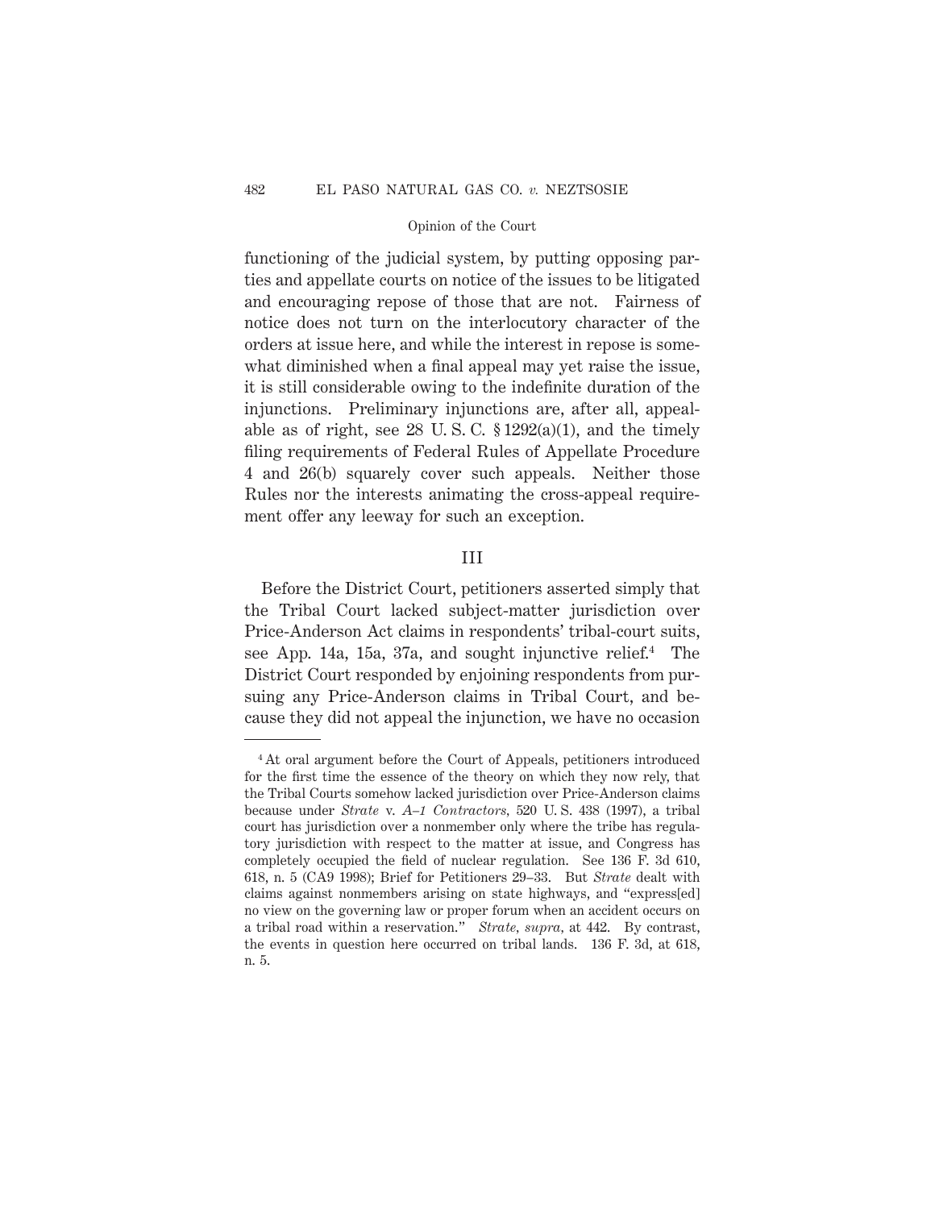functioning of the judicial system, by putting opposing parties and appellate courts on notice of the issues to be litigated and encouraging repose of those that are not. Fairness of notice does not turn on the interlocutory character of the orders at issue here, and while the interest in repose is somewhat diminished when a final appeal may yet raise the issue, it is still considerable owing to the indefinite duration of the injunctions. Preliminary injunctions are, after all, appealable as of right, see 28 U. S. C. § 1292(a)(1), and the timely filing requirements of Federal Rules of Appellate Procedure 4 and 26(b) squarely cover such appeals. Neither those Rules nor the interests animating the cross-appeal requirement offer any leeway for such an exception.

## III

Before the District Court, petitioners asserted simply that the Tribal Court lacked subject-matter jurisdiction over Price-Anderson Act claims in respondents' tribal-court suits, see App. 14a, 15a, 37a, and sought injunctive relief.[4] The District Court responded by enjoining respondents from pursuing any Price-Anderson claims in Tribal Court, and because they did not appeal the injunction, we have no occasion

---

[4] At oral argument before the Court of Appeals, petitioners introduced for the first time the essence of the theory on which they now rely, that the Tribal Courts somehow lacked jurisdiction over Price-Anderson claims because under *Strate* v. *A–1 Contractors*, 520 U. S. 438 (1997), a tribal court has jurisdiction over a nonmember only where the tribe has regulatory jurisdiction with respect to the matter at issue, and Congress has completely occupied the field of nuclear regulation. See 136 F. 3d 610, 618, n. 5 (CA9 1998); Brief for Petitioners 29–33. But *Strate* dealt with claims against nonmembers arising on state highways, and "express[ed] no view on the governing law or proper forum when an accident occurs on a tribal road within a reservation." *Strate*, *supra*, at 442. By contrast, the events in question here occurred on tribal lands. 136 F. 3d, at 618, n. 5.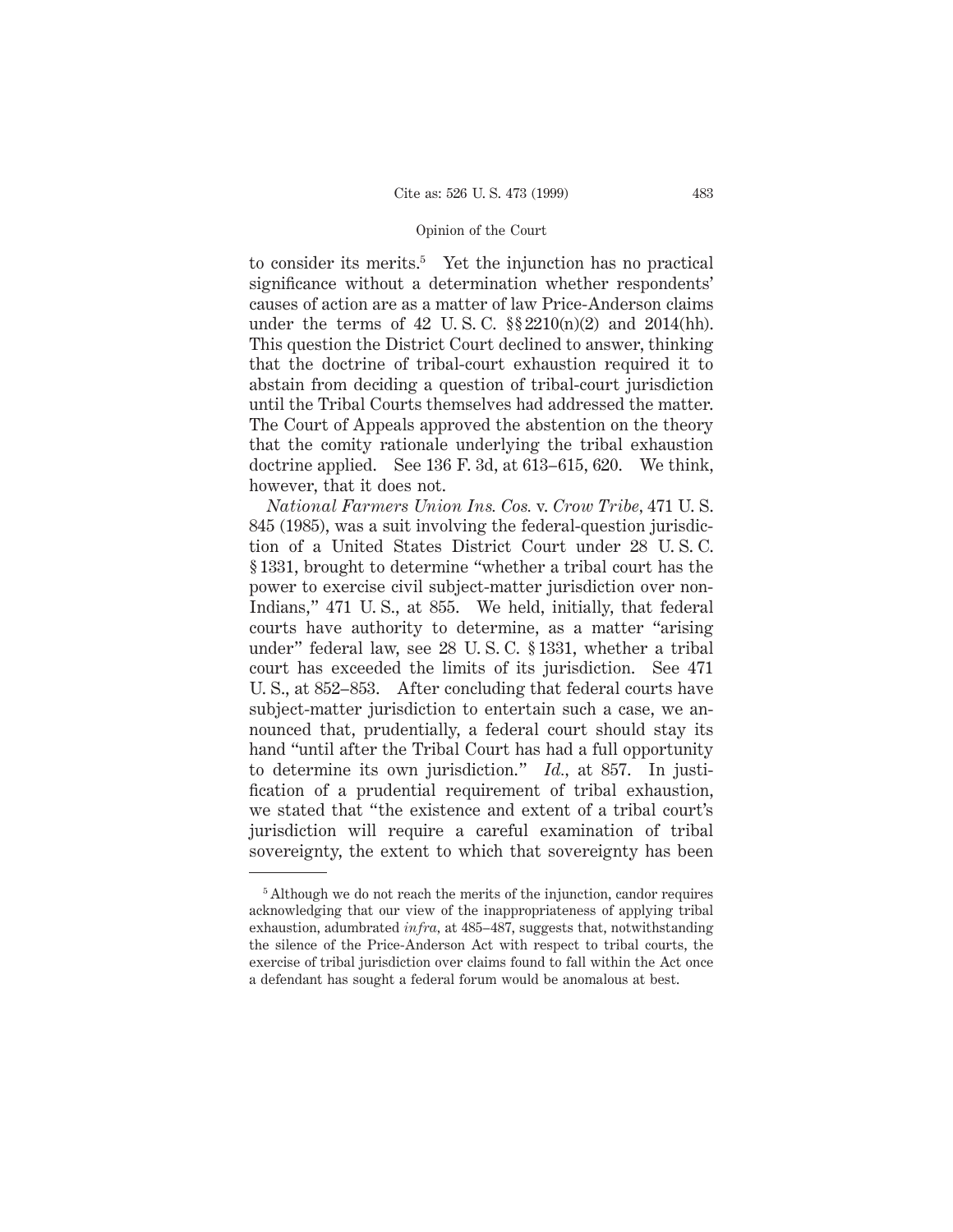to consider its merits.[5] Yet the injunction has no practical significance without a determination whether respondents' causes of action are as a matter of law Price-Anderson claims under the terms of 42 U. S. C. §§ 2210(n)(2) and 2014(hh). This question the District Court declined to answer, thinking that the doctrine of tribal-court exhaustion required it to abstain from deciding a question of tribal-court jurisdiction until the Tribal Courts themselves had addressed the matter. The Court of Appeals approved the abstention on the theory that the comity rationale underlying the tribal exhaustion doctrine applied. See 136 F. 3d, at 613–615, 620. We think, however, that it does not.

*National Farmers Union Ins. Cos.* v. *Crow Tribe*, 471 U. S. 845 (1985), was a suit involving the federal-question jurisdiction of a United States District Court under 28 U. S. C. § 1331, brought to determine "whether a tribal court has the power to exercise civil subject-matter jurisdiction over non-Indians," 471 U. S., at 855. We held, initially, that federal courts have authority to determine, as a matter "arising under" federal law, see 28 U. S. C. § 1331, whether a tribal court has exceeded the limits of its jurisdiction. See 471 U. S., at 852–853. After concluding that federal courts have subject-matter jurisdiction to entertain such a case, we announced that, prudentially, a federal court should stay its hand "until after the Tribal Court has had a full opportunity to determine its own jurisdiction." *Id.*, at 857. In justification of a prudential requirement of tribal exhaustion, we stated that "the existence and extent of a tribal court's jurisdiction will require a careful examination of tribal sovereignty, the extent to which that sovereignty has been

---

[5] Although we do not reach the merits of the injunction, candor requires acknowledging that our view of the inappropriateness of applying tribal exhaustion, adumbrated *infra*, at 485–487, suggests that, notwithstanding the silence of the Price-Anderson Act with respect to tribal courts, the exercise of tribal jurisdiction over claims found to fall within the Act once a defendant has sought a federal forum would be anomalous at best.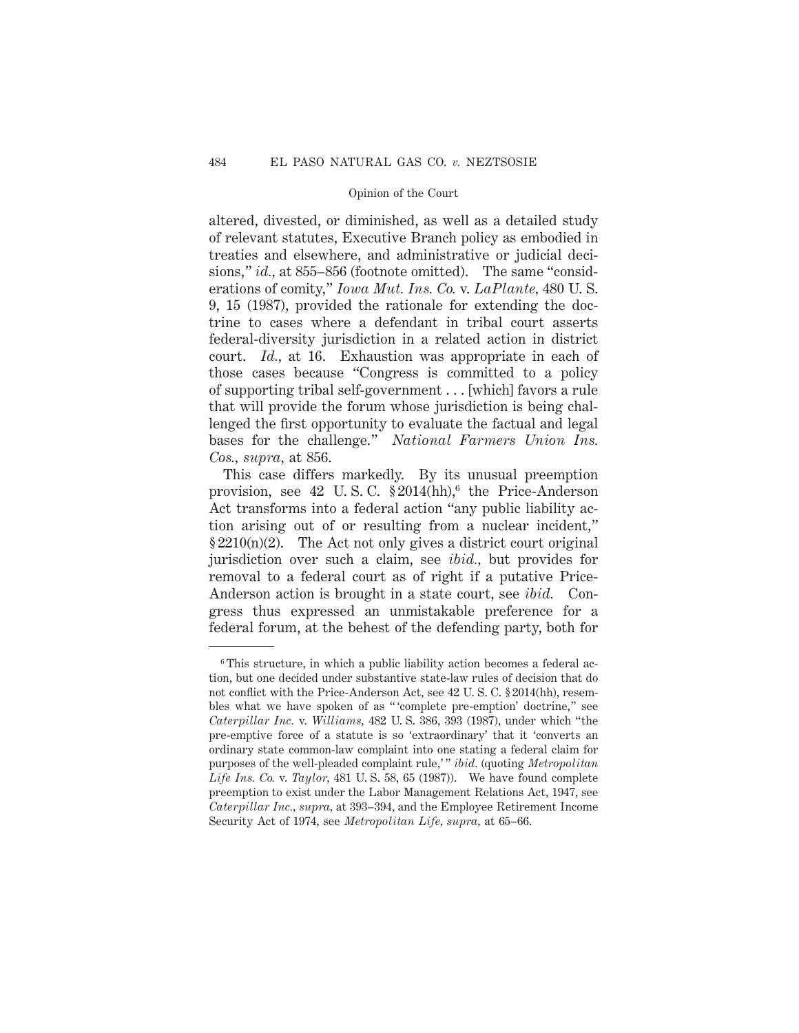altered, divested, or diminished, as well as a detailed study of relevant statutes, Executive Branch policy as embodied in treaties and elsewhere, and administrative or judicial decisions," *id.*, at 855–856 (footnote omitted). The same "considerations of comity," *Iowa Mut. Ins. Co.* v. *LaPlante*, 480 U. S. 9, 15 (1987), provided the rationale for extending the doctrine to cases where a defendant in tribal court asserts federal-diversity jurisdiction in a related action in district court. *Id.*, at 16. Exhaustion was appropriate in each of those cases because "Congress is committed to a policy of supporting tribal self-government . . . [which] favors a rule that will provide the forum whose jurisdiction is being challenged the first opportunity to evaluate the factual and legal bases for the challenge." *National Farmers Union Ins. Cos.*, *supra*, at 856.

This case differs markedly. By its unusual preemption provision, see 42 U. S. C. § 2014(hh),[6] the Price-Anderson Act transforms into a federal action "any public liability action arising out of or resulting from a nuclear incident," § 2210(n)(2). The Act not only gives a district court original jurisdiction over such a claim, see *ibid.*, but provides for removal to a federal court as of right if a putative Price-Anderson action is brought in a state court, see *ibid.* Congress thus expressed an unmistakable preference for a federal forum, at the behest of the defending party, both for

---

[6] This structure, in which a public liability action becomes a federal action, but one decided under substantive state-law rules of decision that do not conflict with the Price-Anderson Act, see 42 U. S. C. § 2014(hh), resembles what we have spoken of as " 'complete pre-emption' doctrine," see *Caterpillar Inc.* v. *Williams*, 482 U. S. 386, 393 (1987), under which "the pre-emptive force of a statute is so 'extraordinary' that it 'converts an ordinary state common-law complaint into one stating a federal claim for purposes of the well-pleaded complaint rule,' " *ibid.* (quoting *Metropolitan Life Ins. Co.* v. *Taylor*, 481 U. S. 58, 65 (1987)). We have found complete preemption to exist under the Labor Management Relations Act, 1947, see *Caterpillar Inc.*, *supra*, at 393–394, and the Employee Retirement Income Security Act of 1974, see *Metropolitan Life*, *supra*, at 65–66.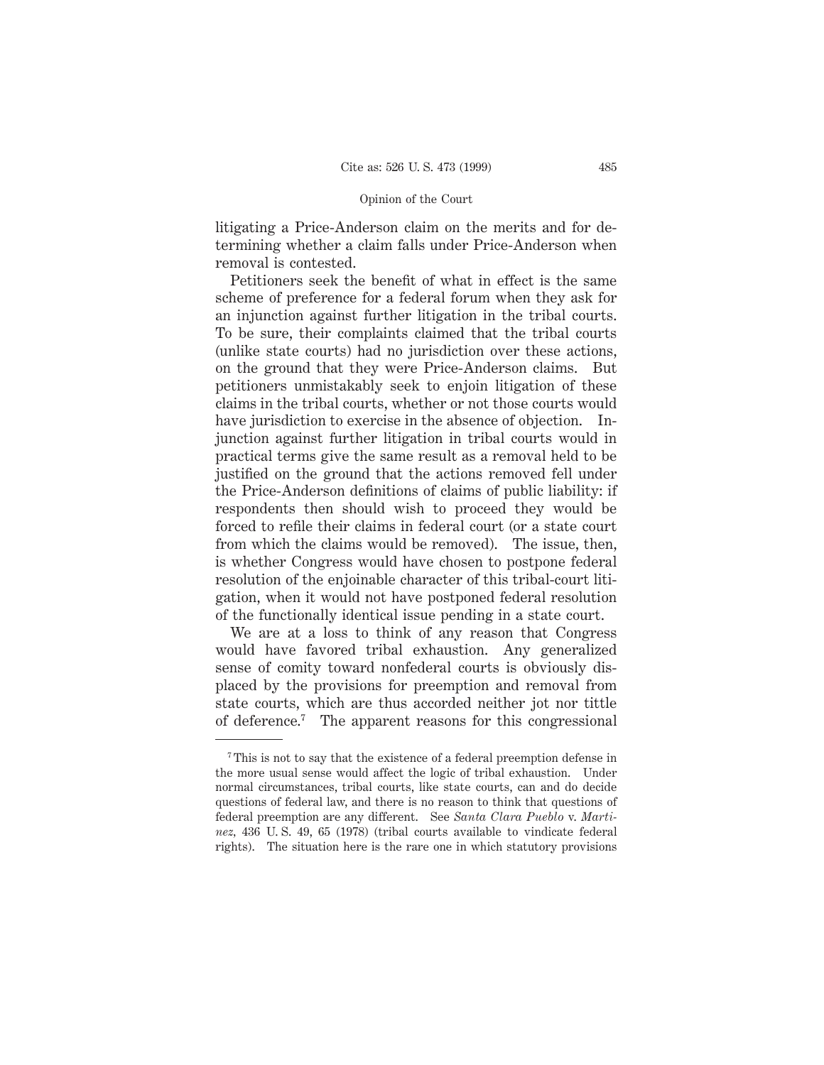litigating a Price-Anderson claim on the merits and for determining whether a claim falls under Price-Anderson when removal is contested.

Petitioners seek the benefit of what in effect is the same scheme of preference for a federal forum when they ask for an injunction against further litigation in the tribal courts. To be sure, their complaints claimed that the tribal courts (unlike state courts) had no jurisdiction over these actions, on the ground that they were Price-Anderson claims. But petitioners unmistakably seek to enjoin litigation of these claims in the tribal courts, whether or not those courts would have jurisdiction to exercise in the absence of objection. Injunction against further litigation in tribal courts would in practical terms give the same result as a removal held to be justified on the ground that the actions removed fell under the Price-Anderson definitions of claims of public liability: if respondents then should wish to proceed they would be forced to refile their claims in federal court (or a state court from which the claims would be removed). The issue, then, is whether Congress would have chosen to postpone federal resolution of the enjoinable character of this tribal-court litigation, when it would not have postponed federal resolution of the functionally identical issue pending in a state court.

We are at a loss to think of any reason that Congress would have favored tribal exhaustion. Any generalized sense of comity toward nonfederal courts is obviously displaced by the provisions for preemption and removal from state courts, which are thus accorded neither jot nor tittle of deference.[7] The apparent reasons for this congressional

---

[7] This is not to say that the existence of a federal preemption defense in the more usual sense would affect the logic of tribal exhaustion. Under normal circumstances, tribal courts, like state courts, can and do decide questions of federal law, and there is no reason to think that questions of federal preemption are any different. See *Santa Clara Pueblo* v. *Martinez*, 436 U. S. 49, 65 (1978) (tribal courts available to vindicate federal rights). The situation here is the rare one in which statutory provisions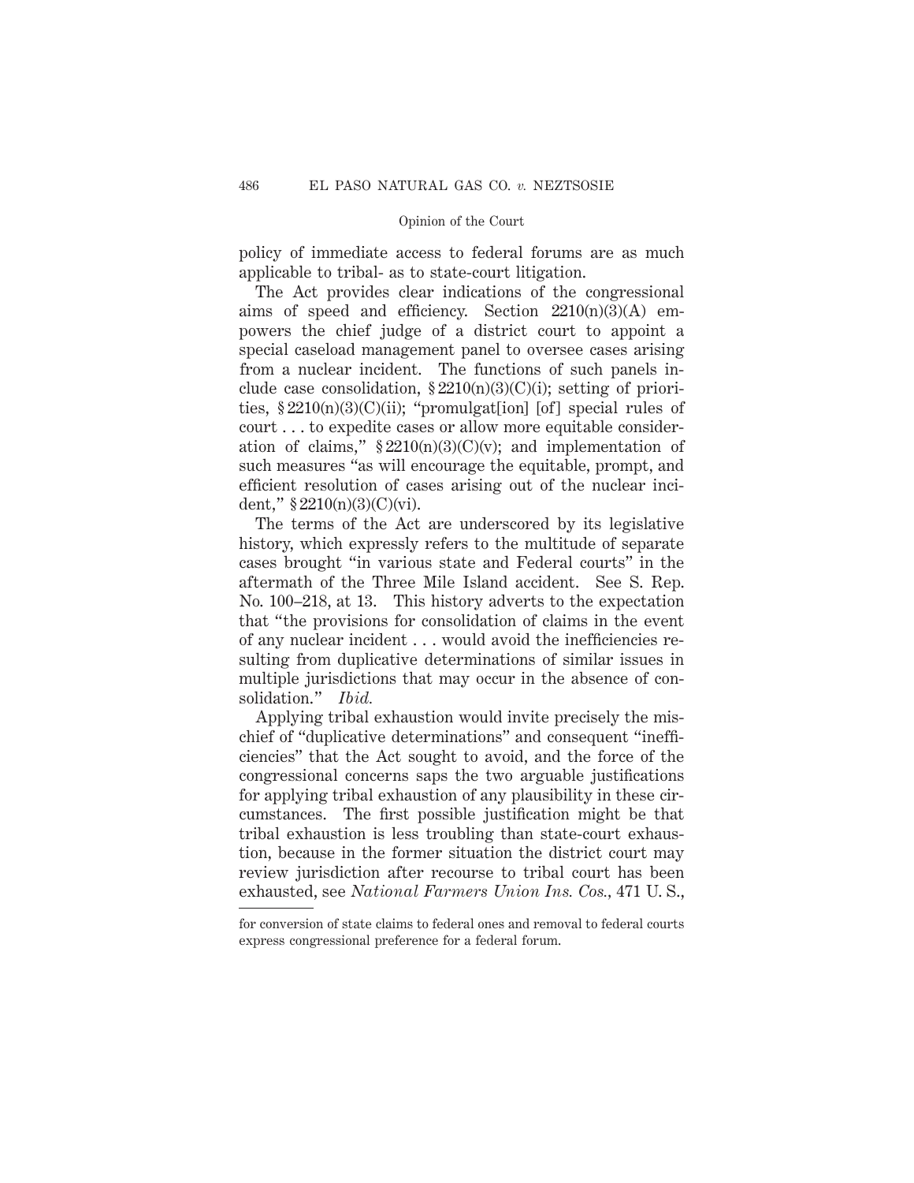policy of immediate access to federal forums are as much applicable to tribal- as to state-court litigation.

The Act provides clear indications of the congressional aims of speed and efficiency. Section 2210(n)(3)(A) empowers the chief judge of a district court to appoint a special caseload management panel to oversee cases arising from a nuclear incident. The functions of such panels include case consolidation, § 2210(n)(3)(C)(i); setting of priorities, § 2210(n)(3)(C)(ii); "promulgat[ion] [of] special rules of court . . . to expedite cases or allow more equitable consideration of claims," § 2210(n)(3)(C)(v); and implementation of such measures "as will encourage the equitable, prompt, and efficient resolution of cases arising out of the nuclear incident," § 2210(n)(3)(C)(vi).

The terms of the Act are underscored by its legislative history, which expressly refers to the multitude of separate cases brought "in various state and Federal courts" in the aftermath of the Three Mile Island accident. See S. Rep. No. 100–218, at 13. This history adverts to the expectation that "the provisions for consolidation of claims in the event of any nuclear incident . . . would avoid the inefficiencies resulting from duplicative determinations of similar issues in multiple jurisdictions that may occur in the absence of consolidation." *Ibid.*

Applying tribal exhaustion would invite precisely the mischief of "duplicative determinations" and consequent "inefficiencies" that the Act sought to avoid, and the force of the congressional concerns saps the two arguable justifications for applying tribal exhaustion of any plausibility in these circumstances. The first possible justification might be that tribal exhaustion is less troubling than state-court exhaustion, because in the former situation the district court may review jurisdiction after recourse to tribal court has been exhausted, see *National Farmers Union Ins. Cos.*, 471 U. S.,

---

for conversion of state claims to federal ones and removal to federal courts express congressional preference for a federal forum.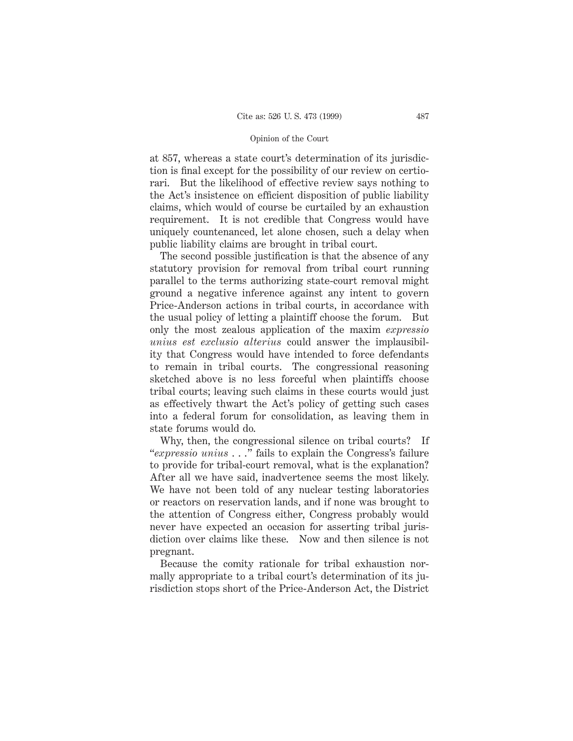at 857, whereas a state court's determination of its jurisdiction is final except for the possibility of our review on certiorari. But the likelihood of effective review says nothing to the Act's insistence on efficient disposition of public liability claims, which would of course be curtailed by an exhaustion requirement. It is not credible that Congress would have uniquely countenanced, let alone chosen, such a delay when public liability claims are brought in tribal court.

The second possible justification is that the absence of any statutory provision for removal from tribal court running parallel to the terms authorizing state-court removal might ground a negative inference against any intent to govern Price-Anderson actions in tribal courts, in accordance with the usual policy of letting a plaintiff choose the forum. But only the most zealous application of the maxim *expressio unius est exclusio alterius* could answer the implausibility that Congress would have intended to force defendants to remain in tribal courts. The congressional reasoning sketched above is no less forceful when plaintiffs choose tribal courts; leaving such claims in these courts would just as effectively thwart the Act's policy of getting such cases into a federal forum for consolidation, as leaving them in state forums would do.

Why, then, the congressional silence on tribal courts? If "*expressio unius* . . ." fails to explain the Congress's failure to provide for tribal-court removal, what is the explanation? After all we have said, inadvertence seems the most likely. We have not been told of any nuclear testing laboratories or reactors on reservation lands, and if none was brought to the attention of Congress either, Congress probably would never have expected an occasion for asserting tribal jurisdiction over claims like these. Now and then silence is not pregnant.

Because the comity rationale for tribal exhaustion normally appropriate to a tribal court's determination of its jurisdiction stops short of the Price-Anderson Act, the District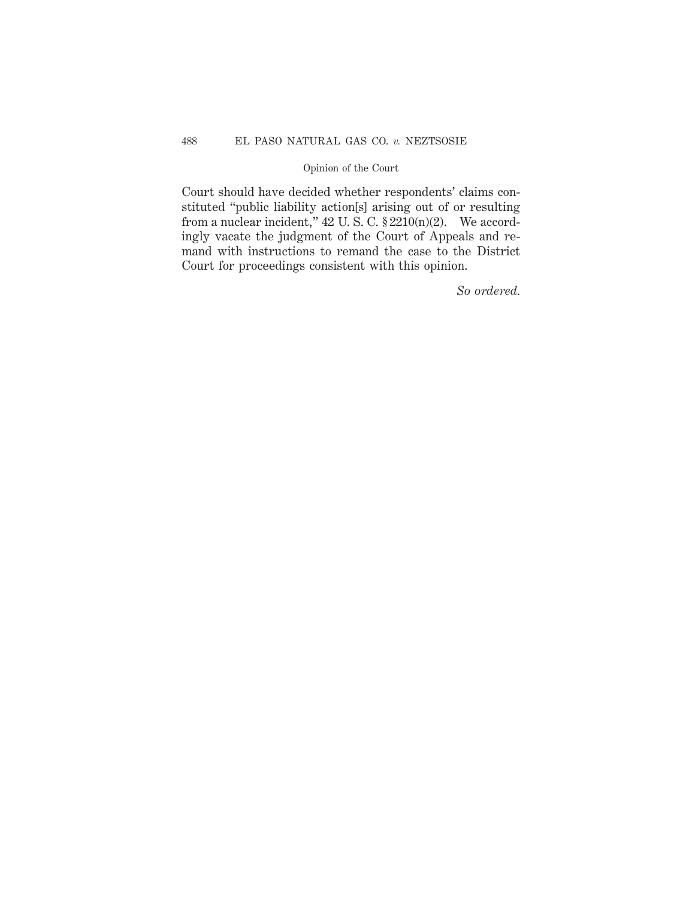Court should have decided whether respondents' claims constituted "public liability action[s] arising out of or resulting from a nuclear incident," 42 U. S. C. § 2210(n)(2). We accordingly vacate the judgment of the Court of Appeals and remand with instructions to remand the case to the District Court for proceedings consistent with this opinion.

*So ordered.*